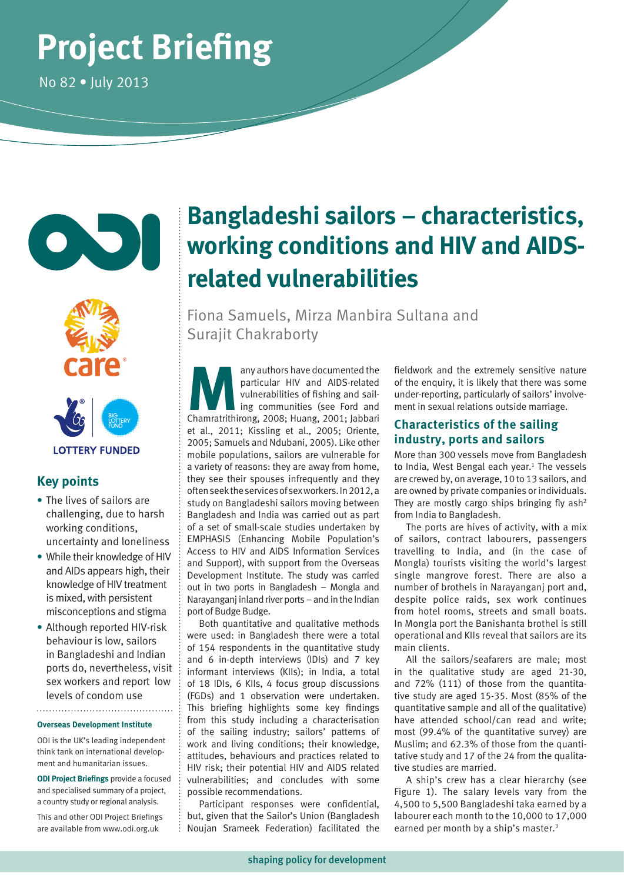# Project Briefing

No 82 • July 2013

# Bangladeshi sailors – characteristics, working conditions and HIV and AIDS-related vulnerabilities

Fiona Samuels, Mirza Manbira Sultana and Surajit Chakraborty

## Key points

- The lives of sailors are challenging, due to harsh working conditions, uncertainty and loneliness
- While their knowledge of HIV and AIDs appears high, their knowledge of HIV treatment is mixed, with persistent misconceptions and stigma
- Although reported HIV-risk behaviour is low, sailors in Bangladeshi and Indian ports do, nevertheless, visit sex workers and report low levels of condom use

**Overseas Development Institute**

ODI is the UK's leading independent think tank on international development and humanitarian issues.

**ODI Project Briefings** provide a focused and specialised summary of a project, a country study or regional analysis.

This and other ODI Project Briefings are available from www.odi.org.uk

Many authors have documented the particular HIV and AIDS-related vulnerabilities of fishing and sailing communities (see Ford and Chamratrithirong, 2008; Huang, 2001; Jabbari et al., 2011; Kissling et al., 2005; Oriente, 2005; Samuels and Ndubani, 2005). Like other mobile populations, sailors are vulnerable for a variety of reasons: they are away from home, they see their spouses infrequently and they often seek the services of sex workers. In 2012, a study on Bangladeshi sailors moving between Bangladesh and India was carried out as part of a set of small-scale studies undertaken by EMPHASIS (Enhancing Mobile Population's Access to HIV and AIDS Information Services and Support), with support from the Overseas Development Institute. The study was carried out in two ports in Bangladesh – Mongla and Narayanganj inland river ports – and in the Indian port of Budge Budge.

Both quantitative and qualitative methods were used: in Bangladesh there were a total of 154 respondents in the quantitative study and 6 in-depth interviews (IDIs) and 7 key informant interviews (KIIs); in India, a total of 18 IDIs, 6 KIIs, 4 focus group discussions (FGDs) and 1 observation were undertaken. This briefing highlights some key findings from this study including a characterisation of the sailing industry; sailors' patterns of work and living conditions; their knowledge, attitudes, behaviours and practices related to HIV risk; their potential HIV and AIDS related vulnerabilities; and concludes with some possible recommendations.

Participant responses were confidential, but, given that the Sailor's Union (Bangladesh Noujan Srameek Federation) facilitated the fieldwork and the extremely sensitive nature of the enquiry, it is likely that there was some under-reporting, particularly of sailors' involvement in sexual relations outside marriage.

## Characteristics of the sailing industry, ports and sailors

More than 300 vessels move from Bangladesh to India, West Bengal each year.[1] The vessels are crewed by, on average, 10 to 13 sailors, and are owned by private companies or individuals. They are mostly cargo ships bringing fly ash[2] from India to Bangladesh.

The ports are hives of activity, with a mix of sailors, contract labourers, passengers travelling to India, and (in the case of Mongla) tourists visiting the world's largest single mangrove forest. There are also a number of brothels in Narayanganj port and, despite police raids, sex work continues from hotel rooms, streets and small boats. In Mongla port the Banishanta brothel is still operational and KIIs reveal that sailors are its main clients.

All the sailors/seafarers are male; most in the qualitative study are aged 21-30, and 72% (111) of those from the quantitative study are aged 15-35. Most (85% of the quantitative sample and all of the qualitative) have attended school/can read and write; most (99.4% of the quantitative survey) are Muslim; and 62.3% of those from the quantitative study and 17 of the 24 from the qualitative studies are married.

A ship's crew has a clear hierarchy (see Figure 1). The salary levels vary from the 4,500 to 5,500 Bangladeshi taka earned by a labourer each month to the 10,000 to 17,000 earned per month by a ship's master.[3]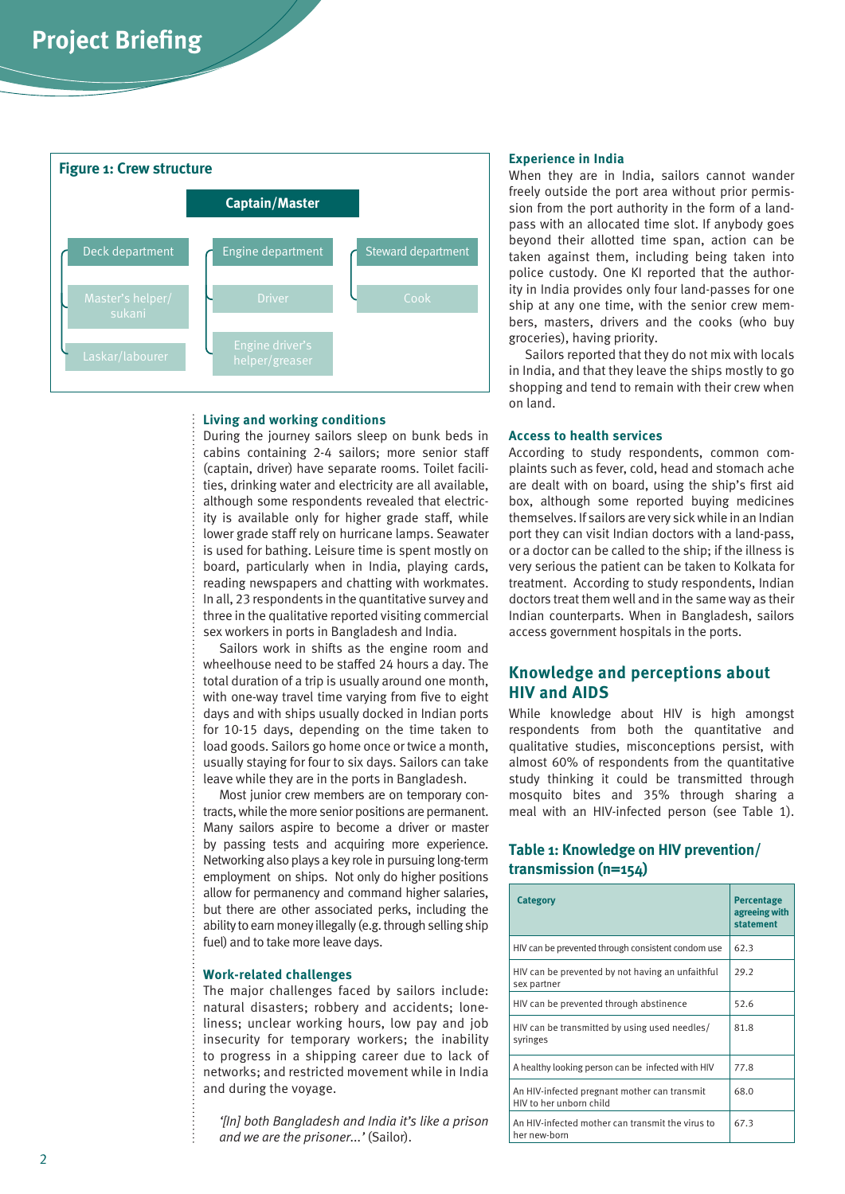### Figure 1: Crew structure

- **Captain/Master**
  - Deck department
    - Master's helper/sukani
    - Laskar/labourer
  - Engine department
    - Driver
    - Engine driver's helper/greaser
  - Steward department
    - Cook

### Living and working conditions

During the journey sailors sleep on bunk beds in cabins containing 2-4 sailors; more senior staff (captain, driver) have separate rooms. Toilet facilities, drinking water and electricity are all available, although some respondents revealed that electricity is available only for higher grade staff, while lower grade staff rely on hurricane lamps. Seawater is used for bathing. Leisure time is spent mostly on board, particularly when in India, playing cards, reading newspapers and chatting with workmates. In all, 23 respondents in the quantitative survey and three in the qualitative reported visiting commercial sex workers in ports in Bangladesh and India.

Sailors work in shifts as the engine room and wheelhouse need to be staffed 24 hours a day. The total duration of a trip is usually around one month, with one-way travel time varying from five to eight days and with ships usually docked in Indian ports for 10-15 days, depending on the time taken to load goods. Sailors go home once or twice a month, usually staying for four to six days. Sailors can take leave while they are in the ports in Bangladesh.

Most junior crew members are on temporary contracts, while the more senior positions are permanent. Many sailors aspire to become a driver or master by passing tests and acquiring more experience. Networking also plays a key role in pursuing long-term employment on ships. Not only do higher positions allow for permanency and command higher salaries, but there are other associated perks, including the ability to earn money illegally (e.g. through selling ship fuel) and to take more leave days.

### Work-related challenges

The major challenges faced by sailors include: natural disasters; robbery and accidents; loneliness; unclear working hours, low pay and job insecurity for temporary workers; the inability to progress in a shipping career due to lack of networks; and restricted movement while in India and during the voyage.

*'[In] both Bangladesh and India it's like a prison and we are the prisoner...'* (Sailor).

### Experience in India

When they are in India, sailors cannot wander freely outside the port area without prior permission from the port authority in the form of a land-pass with an allocated time slot. If anybody goes beyond their allotted time span, action can be taken against them, including being taken into police custody. One KI reported that the authority in India provides only four land-passes for one ship at any one time, with the senior crew members, masters, drivers and the cooks (who buy groceries), having priority.

Sailors reported that they do not mix with locals in India, and that they leave the ships mostly to go shopping and tend to remain with their crew when on land.

### Access to health services

According to study respondents, common complaints such as fever, cold, head and stomach ache are dealt with on board, using the ship's first aid box, although some reported buying medicines themselves. If sailors are very sick while in an Indian port they can visit Indian doctors with a land-pass, or a doctor can be called to the ship; if the illness is very serious the patient can be taken to Kolkata for treatment. According to study respondents, Indian doctors treat them well and in the same way as their Indian counterparts. When in Bangladesh, sailors access government hospitals in the ports.

## Knowledge and perceptions about HIV and AIDS

While knowledge about HIV is high amongst respondents from both the quantitative and qualitative studies, misconceptions persist, with almost 60% of respondents from the quantitative study thinking it could be transmitted through mosquito bites and 35% through sharing a meal with an HIV-infected person (see Table 1).

### Table 1: Knowledge on HIV prevention/transmission (n=154)

| Category | Percentage agreeing with statement |
|---|---|
| HIV can be prevented through consistent condom use | 62.3 |
| HIV can be prevented by not having an unfaithful sex partner | 29.2 |
| HIV can be prevented through abstinence | 52.6 |
| HIV can be transmitted by using used needles/syringes | 81.8 |
| A healthy looking person can be infected with HIV | 77.8 |
| An HIV-infected pregnant mother can transmit HIV to her unborn child | 68.0 |
| An HIV-infected mother can transmit the virus to her new-born | 67.3 |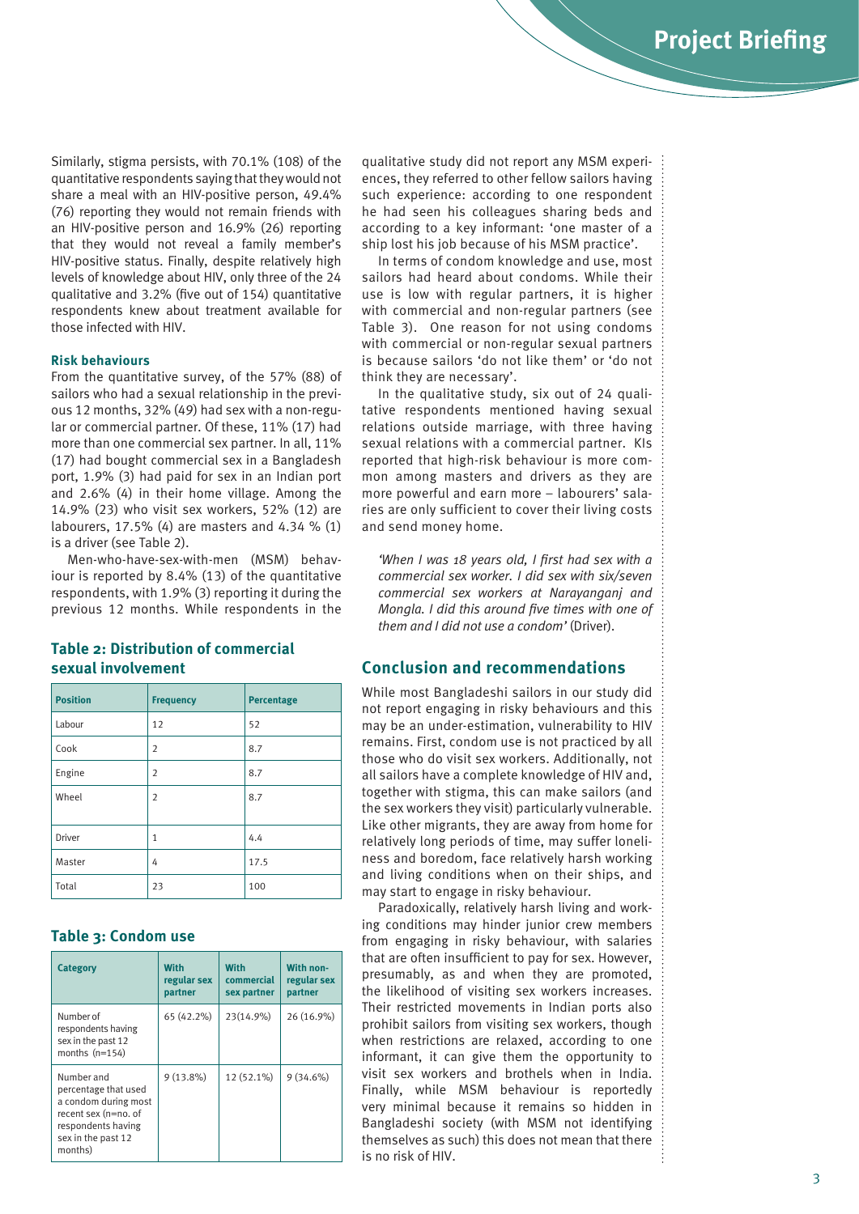Similarly, stigma persists, with 70.1% (108) of the quantitative respondents saying that they would not share a meal with an HIV-positive person, 49.4% (76) reporting they would not remain friends with an HIV-positive person and 16.9% (26) reporting that they would not reveal a family member's HIV-positive status. Finally, despite relatively high levels of knowledge about HIV, only three of the 24 qualitative and 3.2% (five out of 154) quantitative respondents knew about treatment available for those infected with HIV.

#### Risk behaviours

From the quantitative survey, of the 57% (88) of sailors who had a sexual relationship in the previous 12 months, 32% (49) had sex with a non-regular or commercial partner. Of these, 11% (17) had more than one commercial sex partner. In all, 11% (17) had bought commercial sex in a Bangladesh port, 1.9% (3) had paid for sex in an Indian port and 2.6% (4) in their home village. Among the 14.9% (23) who visit sex workers, 52% (12) are labourers, 17.5% (4) are masters and 4.34 % (1) is a driver (see Table 2).

Men-who-have-sex-with-men (MSM) behaviour is reported by 8.4% (13) of the quantitative respondents, with 1.9% (3) reporting it during the previous 12 months. While respondents in the qualitative study did not report any MSM experiences, they referred to other fellow sailors having such experience: according to one respondent he had seen his colleagues sharing beds and according to a key informant: 'one master of a ship lost his job because of his MSM practice'.

In terms of condom knowledge and use, most sailors had heard about condoms. While their use is low with regular partners, it is higher with commercial and non-regular partners (see Table 3). One reason for not using condoms with commercial or non-regular sexual partners is because sailors 'do not like them' or 'do not think they are necessary'.

In the qualitative study, six out of 24 qualitative respondents mentioned having sexual relations outside marriage, with three having sexual relations with a commercial partner. KIs reported that high-risk behaviour is more common among masters and drivers as they are more powerful and earn more – labourers' salaries are only sufficient to cover their living costs and send money home.

*'When I was 18 years old, I first had sex with a commercial sex worker. I did sex with six/seven commercial sex workers at Narayanganj and Mongla. I did this around five times with one of them and I did not use a condom'* (Driver).

#### Table 2: Distribution of commercial sexual involvement

| Position | Frequency | Percentage |
|---|---|---|
| Labour | 12 | 52 |
| Cook | 2 | 8.7 |
| Engine | 2 | 8.7 |
| Wheel | 2 | 8.7 |
| Driver | 1 | 4.4 |
| Master | 4 | 17.5 |
| Total | 23 | 100 |

#### Table 3: Condom use

| Category | With regular sex partner | With commercial sex partner | With non-regular sex partner |
|---|---|---|---|
| Number of respondents having sex in the past 12 months (n=154) | 65 (42.2%) | 23(14.9%) | 26 (16.9%) |
| Number and percentage that used a condom during most recent sex (n=no. of respondents having sex in the past 12 months) | 9 (13.8%) | 12 (52.1%) | 9 (34.6%) |

## Conclusion and recommendations

While most Bangladeshi sailors in our study did not report engaging in risky behaviours and this may be an under-estimation, vulnerability to HIV remains. First, condom use is not practiced by all those who do visit sex workers. Additionally, not all sailors have a complete knowledge of HIV and, together with stigma, this can make sailors (and the sex workers they visit) particularly vulnerable. Like other migrants, they are away from home for relatively long periods of time, may suffer loneliness and boredom, face relatively harsh working and living conditions when on their ships, and may start to engage in risky behaviour.

Paradoxically, relatively harsh living and working conditions may hinder junior crew members from engaging in risky behaviour, with salaries that are often insufficient to pay for sex. However, presumably, as and when they are promoted, the likelihood of visiting sex workers increases. Their restricted movements in Indian ports also prohibit sailors from visiting sex workers, though when restrictions are relaxed, according to one informant, it can give them the opportunity to visit sex workers and brothels when in India. Finally, while MSM behaviour is reportedly very minimal because it remains so hidden in Bangladeshi society (with MSM not identifying themselves as such) this does not mean that there is no risk of HIV.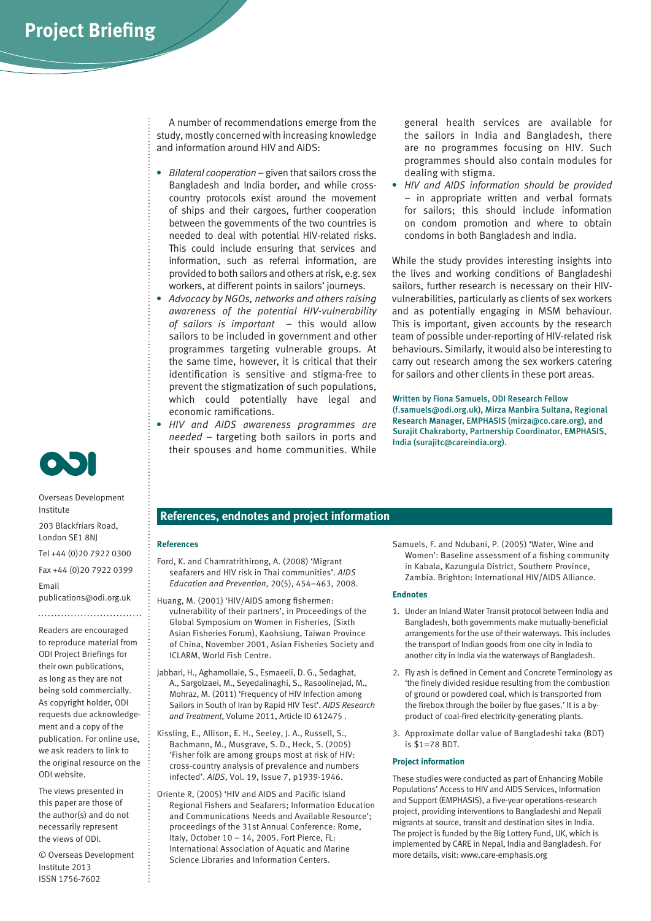A number of recommendations emerge from the study, mostly concerned with increasing knowledge and information around HIV and AIDS:

- *Bilateral cooperation* – given that sailors cross the Bangladesh and India border, and while cross-country protocols exist around the movement of ships and their cargoes, further cooperation between the governments of the two countries is needed to deal with potential HIV-related risks. This could include ensuring that services and information, such as referral information, are provided to both sailors and others at risk, e.g. sex workers, at different points in sailors' journeys.
- *Advocacy by NGOs, networks and others raising awareness of the potential HIV-vulnerability of sailors is important* – this would allow sailors to be included in government and other programmes targeting vulnerable groups. At the same time, however, it is critical that their identification is sensitive and stigma-free to prevent the stigmatization of such populations, which could potentially have legal and economic ramifications.
- *HIV and AIDS awareness programmes are needed* – targeting both sailors in ports and their spouses and home communities. While general health services are available for the sailors in India and Bangladesh, there are no programmes focusing on HIV. Such programmes should also contain modules for dealing with stigma.
- *HIV and AIDS information should be provided* – in appropriate written and verbal formats for sailors; this should include information on condom promotion and where to obtain condoms in both Bangladesh and India.

While the study provides interesting insights into the lives and working conditions of Bangladeshi sailors, further research is necessary on their HIV-vulnerabilities, particularly as clients of sex workers and as potentially engaging in MSM behaviour. This is important, given accounts by the research team of possible under-reporting of HIV-related risk behaviours. Similarly, it would also be interesting to carry out research among the sex workers catering for sailors and other clients in these port areas.

Written by Fiona Samuels, ODI Research Fellow (f.samuels@odi.org.uk), Mirza Manbira Sultana, Regional Research Manager, EMPHASIS (mirza@co.care.org), and Surajit Chakraborty, Partnership Coordinator, EMPHASIS, India (surajitc@careindia.org).

ODI

Overseas Development Institute

203 Blackfriars Road, London SE1 8NJ

Tel +44 (0)20 7922 0300

Fax +44 (0)20 7922 0399

Email publications@odi.org.uk

Readers are encouraged to reproduce material from ODI Project Briefings for their own publications, as long as they are not being sold commercially. As copyright holder, ODI requests due acknowledgement and a copy of the publication. For online use, we ask readers to link to the original resource on the ODI website.

The views presented in this paper are those of the author(s) and do not necessarily represent the views of ODI.

© Overseas Development Institute 2013
ISSN 1756-7602

## References, endnotes and project information

### References

Ford, K. and Chamratrithirong, A. (2008) 'Migrant seafarers and HIV risk in Thai communities'. *AIDS Education and Prevention*, 20(5), 454–463, 2008.

Huang, M. (2001) 'HIV/AIDS among fishermen: vulnerability of their partners', in Proceedings of the Global Symposium on Women in Fisheries, (Sixth Asian Fisheries Forum), Kaohsiung, Taiwan Province of China, November 2001, Asian Fisheries Society and ICLARM, World Fish Centre.

Jabbari, H., Aghamollaie, S., Esmaeeli, D. G., Sedaghat, A., Sargolzaei, M., Seyedalinaghi, S., Rasoolinejad, M., Mohraz, M. (2011) 'Frequency of HIV Infection among Sailors in South of Iran by Rapid HIV Test'. *AIDS Research and Treatment*, Volume 2011, Article ID 612475 .

Kissling, E., Allison, E. H., Seeley, J. A., Russell, S., Bachmann, M., Musgrave, S. D., Heck, S. (2005) 'Fisher folk are among groups most at risk of HIV: cross-country analysis of prevalence and numbers infected'. *AIDS*, Vol. 19, Issue 7, p1939-1946.

Oriente R, (2005) 'HIV and AIDS and Pacific Island Regional Fishers and Seafarers; Information Education and Communications Needs and Available Resource'; proceedings of the 31st Annual Conference: Rome, Italy, October 10 – 14, 2005. Fort Pierce, FL: International Association of Aquatic and Marine Science Libraries and Information Centers.

Samuels, F. and Ndubani, P. (2005) 'Water, Wine and Women': Baseline assessment of a fishing community in Kabala, Kazungula District, Southern Province, Zambia. Brighton: International HIV/AIDS Alliance.

### Endnotes

1. Under an Inland Water Transit protocol between India and Bangladesh, both governments make mutually-beneficial arrangements for the use of their waterways. This includes the transport of Indian goods from one city in India to another city in India via the waterways of Bangladesh.
2. Fly ash is defined in Cement and Concrete Terminology as 'the finely divided residue resulting from the combustion of ground or powdered coal, which is transported from the firebox through the boiler by flue gases.' It is a by-product of coal-fired electricity-generating plants.
3. Approximate dollar value of Bangladeshi taka (BDT) is \$1=78 BDT.

### Project information

These studies were conducted as part of Enhancing Mobile Populations' Access to HIV and AIDS Services, Information and Support (EMPHASIS), a five-year operations-research project, providing interventions to Bangladeshi and Nepali migrants at source, transit and destination sites in India. The project is funded by the Big Lottery Fund, UK, which is implemented by CARE in Nepal, India and Bangladesh. For more details, visit: www.care-emphasis.org